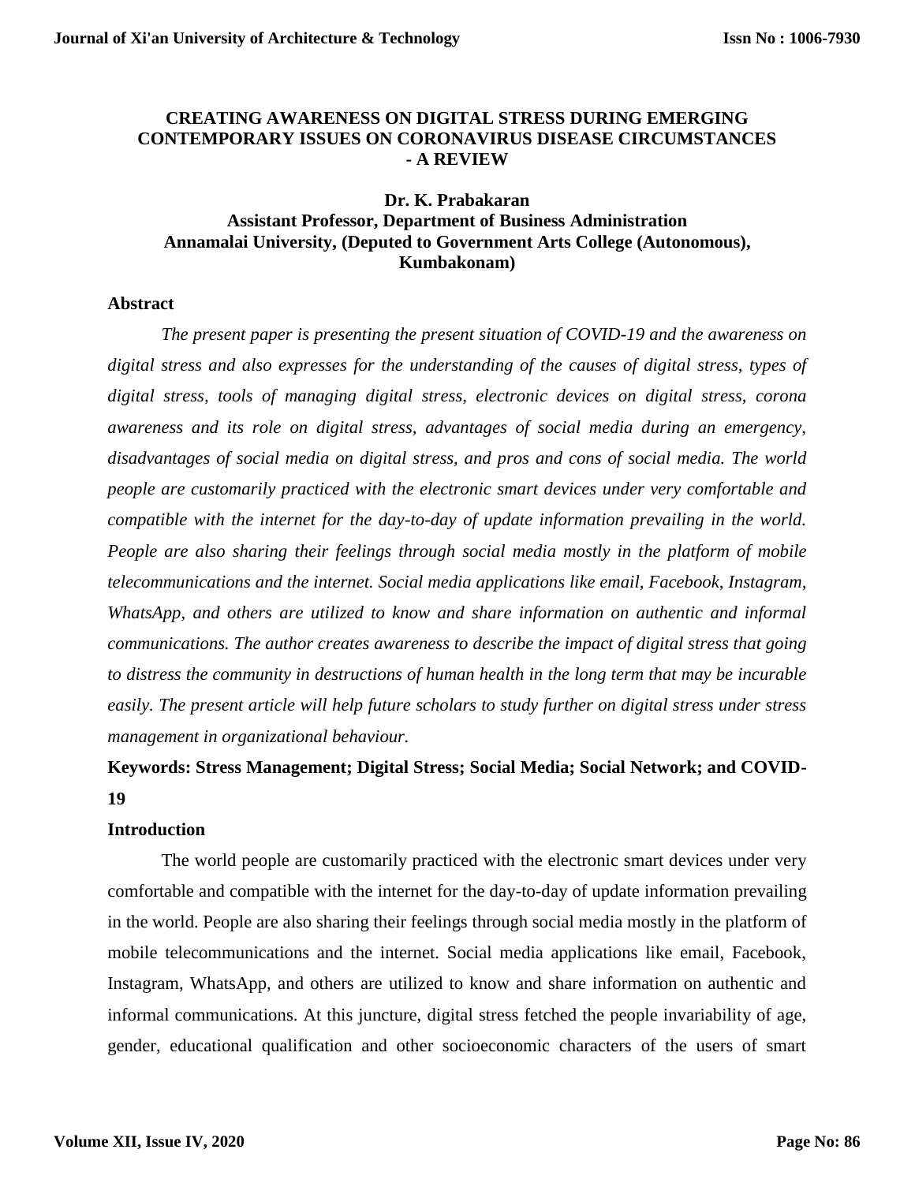# CREATING AWARENESS ON DIGITAL STRESS DURING EMERGING CONTEMPORARY ISSUES ON CORONAVIRUS DISEASE CIRCUMSTANCES - A REVIEW

**Dr. K. Prabakaran**
**Assistant Professor, Department of Business Administration**
**Annamalai University, (Deputed to Government Arts College (Autonomous), Kumbakonam)**

## Abstract

*The present paper is presenting the present situation of COVID-19 and the awareness on digital stress and also expresses for the understanding of the causes of digital stress, types of digital stress, tools of managing digital stress, electronic devices on digital stress, corona awareness and its role on digital stress, advantages of social media during an emergency, disadvantages of social media on digital stress, and pros and cons of social media. The world people are customarily practiced with the electronic smart devices under very comfortable and compatible with the internet for the day-to-day of update information prevailing in the world. People are also sharing their feelings through social media mostly in the platform of mobile telecommunications and the internet. Social media applications like email, Facebook, Instagram, WhatsApp, and others are utilized to know and share information on authentic and informal communications. The author creates awareness to describe the impact of digital stress that going to distress the community in destructions of human health in the long term that may be incurable easily. The present article will help future scholars to study further on digital stress under stress management in organizational behaviour.*

**Keywords: Stress Management; Digital Stress; Social Media; Social Network; and COVID-19**

## Introduction

The world people are customarily practiced with the electronic smart devices under very comfortable and compatible with the internet for the day-to-day of update information prevailing in the world. People are also sharing their feelings through social media mostly in the platform of mobile telecommunications and the internet. Social media applications like email, Facebook, Instagram, WhatsApp, and others are utilized to know and share information on authentic and informal communications. At this juncture, digital stress fetched the people invariability of age, gender, educational qualification and other socioeconomic characters of the users of smart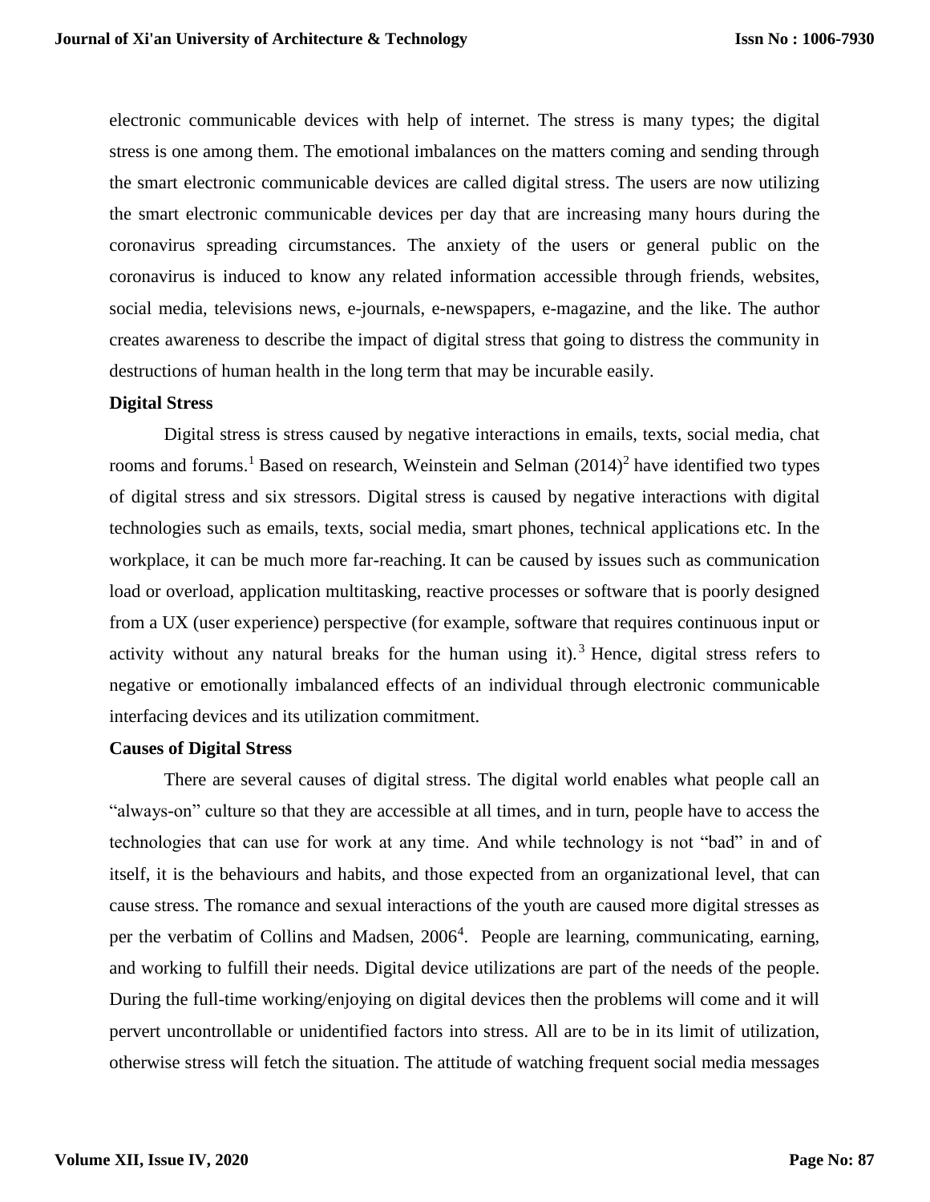electronic communicable devices with help of internet. The stress is many types; the digital stress is one among them. The emotional imbalances on the matters coming and sending through the smart electronic communicable devices are called digital stress. The users are now utilizing the smart electronic communicable devices per day that are increasing many hours during the coronavirus spreading circumstances. The anxiety of the users or general public on the coronavirus is induced to know any related information accessible through friends, websites, social media, televisions news, e-journals, e-newspapers, e-magazine, and the like. The author creates awareness to describe the impact of digital stress that going to distress the community in destructions of human health in the long term that may be incurable easily.

**Digital Stress**

Digital stress is stress caused by negative interactions in emails, texts, social media, chat rooms and forums.[1] Based on research, Weinstein and Selman (2014)[2] have identified two types of digital stress and six stressors. Digital stress is caused by negative interactions with digital technologies such as emails, texts, social media, smart phones, technical applications etc. In the workplace, it can be much more far-reaching. It can be caused by issues such as communication load or overload, application multitasking, reactive processes or software that is poorly designed from a UX (user experience) perspective (for example, software that requires continuous input or activity without any natural breaks for the human using it).[3] Hence, digital stress refers to negative or emotionally imbalanced effects of an individual through electronic communicable interfacing devices and its utilization commitment.

**Causes of Digital Stress**

There are several causes of digital stress. The digital world enables what people call an "always-on" culture so that they are accessible at all times, and in turn, people have to access the technologies that can use for work at any time. And while technology is not "bad" in and of itself, it is the behaviours and habits, and those expected from an organizational level, that can cause stress. The romance and sexual interactions of the youth are caused more digital stresses as per the verbatim of Collins and Madsen, 2006[4]. People are learning, communicating, earning, and working to fulfill their needs. Digital device utilizations are part of the needs of the people. During the full-time working/enjoying on digital devices then the problems will come and it will pervert uncontrollable or unidentified factors into stress. All are to be in its limit of utilization, otherwise stress will fetch the situation. The attitude of watching frequent social media messages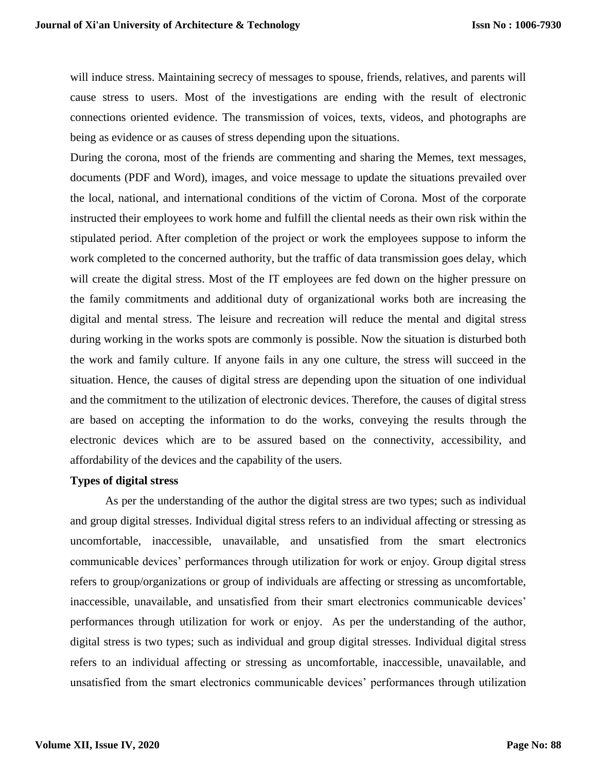will induce stress. Maintaining secrecy of messages to spouse, friends, relatives, and parents will cause stress to users. Most of the investigations are ending with the result of electronic connections oriented evidence. The transmission of voices, texts, videos, and photographs are being as evidence or as causes of stress depending upon the situations.

During the corona, most of the friends are commenting and sharing the Memes, text messages, documents (PDF and Word), images, and voice message to update the situations prevailed over the local, national, and international conditions of the victim of Corona. Most of the corporate instructed their employees to work home and fulfill the cliental needs as their own risk within the stipulated period. After completion of the project or work the employees suppose to inform the work completed to the concerned authority, but the traffic of data transmission goes delay, which will create the digital stress. Most of the IT employees are fed down on the higher pressure on the family commitments and additional duty of organizational works both are increasing the digital and mental stress. The leisure and recreation will reduce the mental and digital stress during working in the works spots are commonly is possible. Now the situation is disturbed both the work and family culture. If anyone fails in any one culture, the stress will succeed in the situation. Hence, the causes of digital stress are depending upon the situation of one individual and the commitment to the utilization of electronic devices. Therefore, the causes of digital stress are based on accepting the information to do the works, conveying the results through the electronic devices which are to be assured based on the connectivity, accessibility, and affordability of the devices and the capability of the users.

**Types of digital stress**

As per the understanding of the author the digital stress are two types; such as individual and group digital stresses. Individual digital stress refers to an individual affecting or stressing as uncomfortable, inaccessible, unavailable, and unsatisfied from the smart electronics communicable devices' performances through utilization for work or enjoy. Group digital stress refers to group/organizations or group of individuals are affecting or stressing as uncomfortable, inaccessible, unavailable, and unsatisfied from their smart electronics communicable devices' performances through utilization for work or enjoy. As per the understanding of the author, digital stress is two types; such as individual and group digital stresses. Individual digital stress refers to an individual affecting or stressing as uncomfortable, inaccessible, unavailable, and unsatisfied from the smart electronics communicable devices' performances through utilization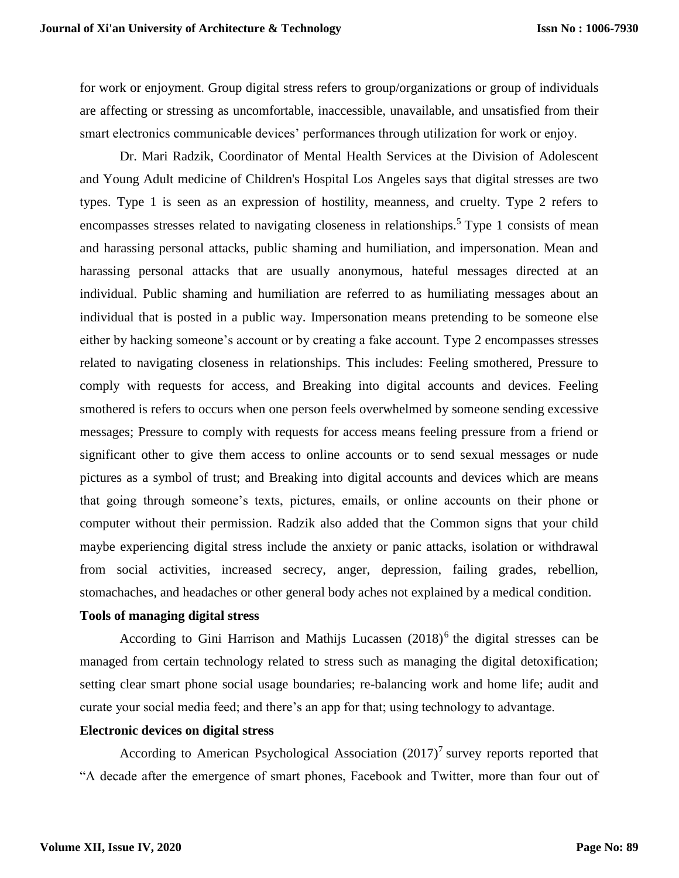for work or enjoyment. Group digital stress refers to group/organizations or group of individuals are affecting or stressing as uncomfortable, inaccessible, unavailable, and unsatisfied from their smart electronics communicable devices' performances through utilization for work or enjoy.

Dr. Mari Radzik, Coordinator of Mental Health Services at the Division of Adolescent and Young Adult medicine of Children's Hospital Los Angeles says that digital stresses are two types. Type 1 is seen as an expression of hostility, meanness, and cruelty. Type 2 refers to encompasses stresses related to navigating closeness in relationships.[5] Type 1 consists of mean and harassing personal attacks, public shaming and humiliation, and impersonation. Mean and harassing personal attacks that are usually anonymous, hateful messages directed at an individual. Public shaming and humiliation are referred to as humiliating messages about an individual that is posted in a public way. Impersonation means pretending to be someone else either by hacking someone's account or by creating a fake account. Type 2 encompasses stresses related to navigating closeness in relationships. This includes: Feeling smothered, Pressure to comply with requests for access, and Breaking into digital accounts and devices. Feeling smothered is refers to occurs when one person feels overwhelmed by someone sending excessive messages; Pressure to comply with requests for access means feeling pressure from a friend or significant other to give them access to online accounts or to send sexual messages or nude pictures as a symbol of trust; and Breaking into digital accounts and devices which are means that going through someone's texts, pictures, emails, or online accounts on their phone or computer without their permission. Radzik also added that the Common signs that your child maybe experiencing digital stress include the anxiety or panic attacks, isolation or withdrawal from social activities, increased secrecy, anger, depression, failing grades, rebellion, stomachaches, and headaches or other general body aches not explained by a medical condition.

**Tools of managing digital stress**

According to Gini Harrison and Mathijs Lucassen (2018)[6] the digital stresses can be managed from certain technology related to stress such as managing the digital detoxification; setting clear smart phone social usage boundaries; re-balancing work and home life; audit and curate your social media feed; and there's an app for that; using technology to advantage.

**Electronic devices on digital stress**

According to American Psychological Association (2017)[7] survey reports reported that "A decade after the emergence of smart phones, Facebook and Twitter, more than four out of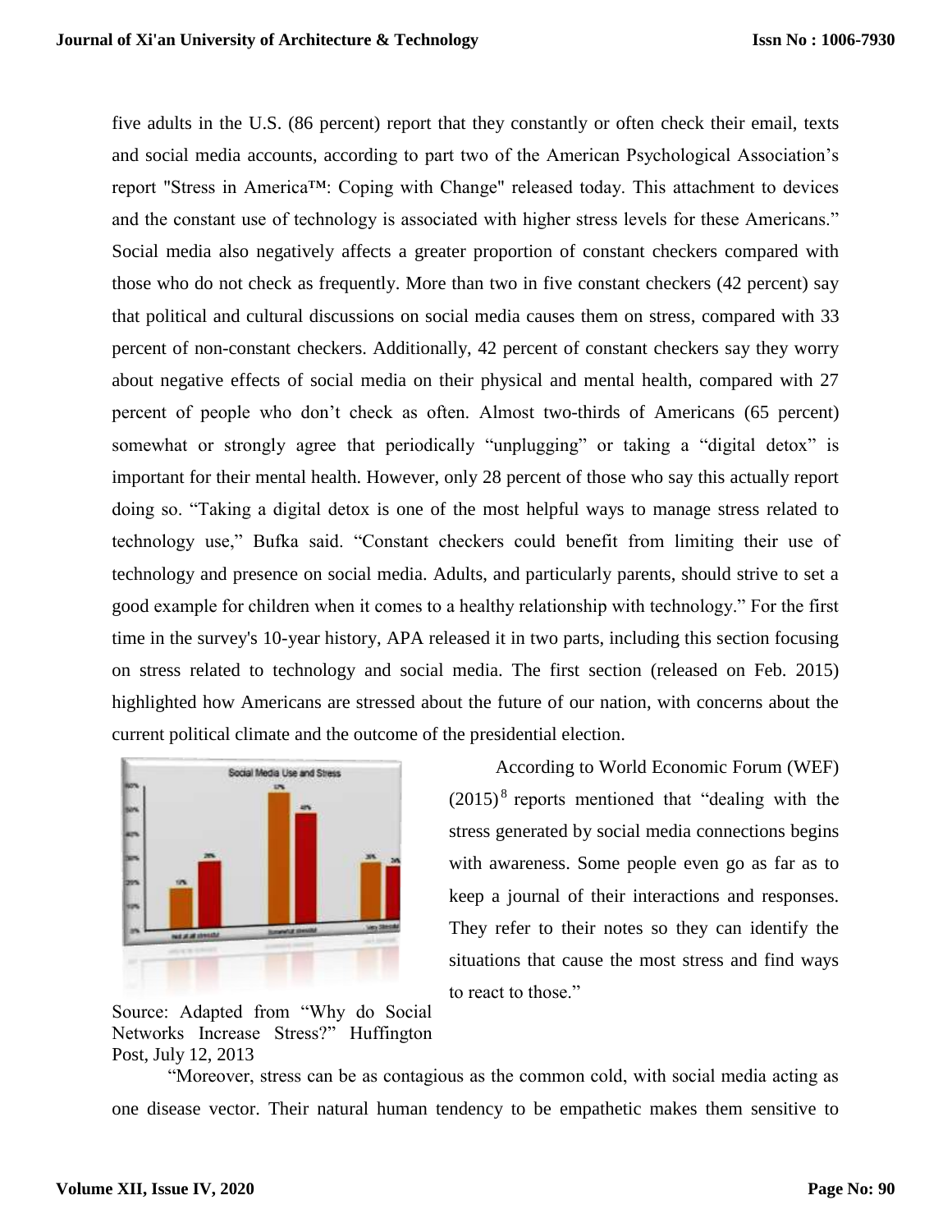five adults in the U.S. (86 percent) report that they constantly or often check their email, texts and social media accounts, according to part two of the American Psychological Association's report "Stress in America™: Coping with Change" released today. This attachment to devices and the constant use of technology is associated with higher stress levels for these Americans." Social media also negatively affects a greater proportion of constant checkers compared with those who do not check as frequently. More than two in five constant checkers (42 percent) say that political and cultural discussions on social media causes them on stress, compared with 33 percent of non-constant checkers. Additionally, 42 percent of constant checkers say they worry about negative effects of social media on their physical and mental health, compared with 27 percent of people who don't check as often. Almost two-thirds of Americans (65 percent) somewhat or strongly agree that periodically "unplugging" or taking a "digital detox" is important for their mental health. However, only 28 percent of those who say this actually report doing so. "Taking a digital detox is one of the most helpful ways to manage stress related to technology use," Bufka said. "Constant checkers could benefit from limiting their use of technology and presence on social media. Adults, and particularly parents, should strive to set a good example for children when it comes to a healthy relationship with technology." For the first time in the survey's 10-year history, APA released it in two parts, including this section focusing on stress related to technology and social media. The first section (released on Feb. 2015) highlighted how Americans are stressed about the future of our nation, with concerns about the current political climate and the outcome of the presidential election.

Source: Adapted from "Why do Social Networks Increase Stress?" Huffington Post, July 12, 2013

According to World Economic Forum (WEF) (2015)[8] reports mentioned that "dealing with the stress generated by social media connections begins with awareness. Some people even go as far as to keep a journal of their interactions and responses. They refer to their notes so they can identify the situations that cause the most stress and find ways to react to those."

"Moreover, stress can be as contagious as the common cold, with social media acting as one disease vector. Their natural human tendency to be empathetic makes them sensitive to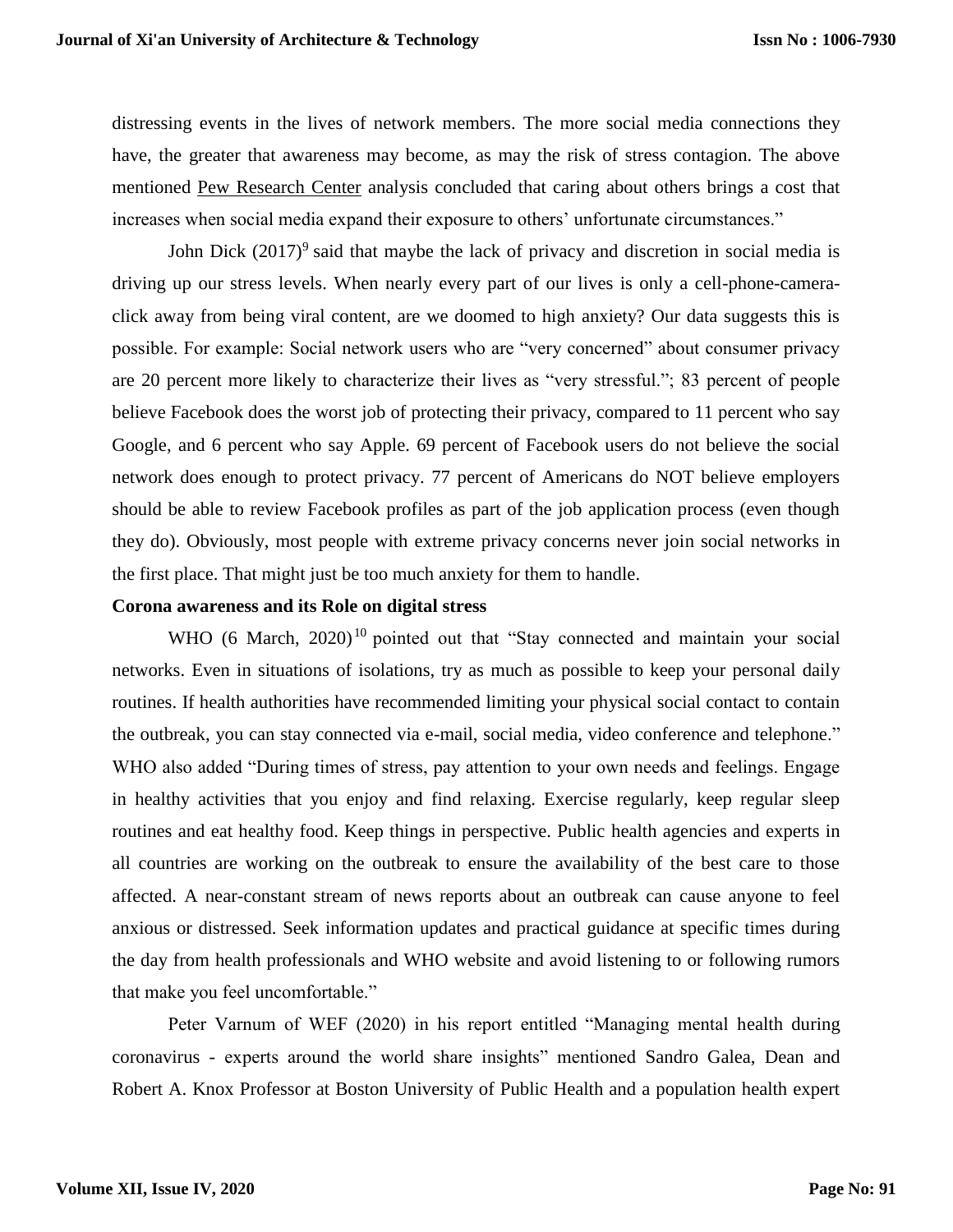distressing events in the lives of network members. The more social media connections they have, the greater that awareness may become, as may the risk of stress contagion. The above mentioned Pew Research Center analysis concluded that caring about others brings a cost that increases when social media expand their exposure to others' unfortunate circumstances."

John Dick (2017)[9] said that maybe the lack of privacy and discretion in social media is driving up our stress levels. When nearly every part of our lives is only a cell-phone-camera-click away from being viral content, are we doomed to high anxiety? Our data suggests this is possible. For example: Social network users who are "very concerned" about consumer privacy are 20 percent more likely to characterize their lives as "very stressful."; 83 percent of people believe Facebook does the worst job of protecting their privacy, compared to 11 percent who say Google, and 6 percent who say Apple. 69 percent of Facebook users do not believe the social network does enough to protect privacy. 77 percent of Americans do NOT believe employers should be able to review Facebook profiles as part of the job application process (even though they do). Obviously, most people with extreme privacy concerns never join social networks in the first place. That might just be too much anxiety for them to handle.

**Corona awareness and its Role on digital stress**

WHO (6 March, 2020)[10] pointed out that "Stay connected and maintain your social networks. Even in situations of isolations, try as much as possible to keep your personal daily routines. If health authorities have recommended limiting your physical social contact to contain the outbreak, you can stay connected via e-mail, social media, video conference and telephone." WHO also added "During times of stress, pay attention to your own needs and feelings. Engage in healthy activities that you enjoy and find relaxing. Exercise regularly, keep regular sleep routines and eat healthy food. Keep things in perspective. Public health agencies and experts in all countries are working on the outbreak to ensure the availability of the best care to those affected. A near-constant stream of news reports about an outbreak can cause anyone to feel anxious or distressed. Seek information updates and practical guidance at specific times during the day from health professionals and WHO website and avoid listening to or following rumors that make you feel uncomfortable."

Peter Varnum of WEF (2020) in his report entitled "Managing mental health during coronavirus - experts around the world share insights" mentioned Sandro Galea, Dean and Robert A. Knox Professor at Boston University of Public Health and a population health expert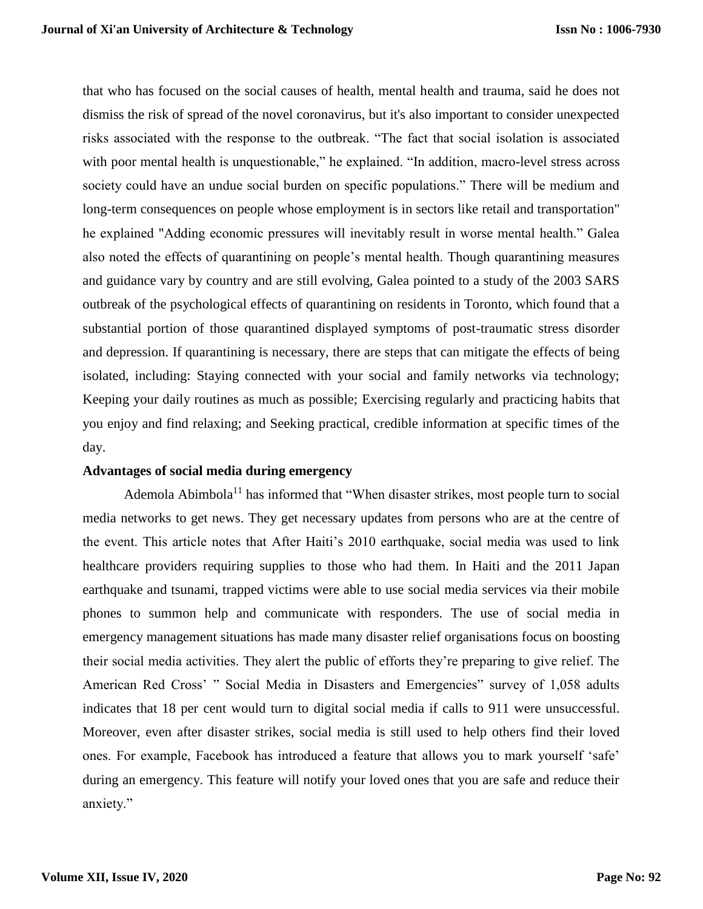that who has focused on the social causes of health, mental health and trauma, said he does not dismiss the risk of spread of the novel coronavirus, but it's also important to consider unexpected risks associated with the response to the outbreak. “The fact that social isolation is associated with poor mental health is unquestionable,” he explained. “In addition, macro-level stress across society could have an undue social burden on specific populations.” There will be medium and long-term consequences on people whose employment is in sectors like retail and transportation" he explained "Adding economic pressures will inevitably result in worse mental health.” Galea also noted the effects of quarantining on people’s mental health. Though quarantining measures and guidance vary by country and are still evolving, Galea pointed to a study of the 2003 SARS outbreak of the psychological effects of quarantining on residents in Toronto, which found that a substantial portion of those quarantined displayed symptoms of post-traumatic stress disorder and depression. If quarantining is necessary, there are steps that can mitigate the effects of being isolated, including: Staying connected with your social and family networks via technology; Keeping your daily routines as much as possible; Exercising regularly and practicing habits that you enjoy and find relaxing; and Seeking practical, credible information at specific times of the day.

**Advantages of social media during emergency**

Ademola Abimbola[11] has informed that “When disaster strikes, most people turn to social media networks to get news. They get necessary updates from persons who are at the centre of the event. This article notes that After Haiti’s 2010 earthquake, social media was used to link healthcare providers requiring supplies to those who had them. In Haiti and the 2011 Japan earthquake and tsunami, trapped victims were able to use social media services via their mobile phones to summon help and communicate with responders. The use of social media in emergency management situations has made many disaster relief organisations focus on boosting their social media activities. They alert the public of efforts they’re preparing to give relief. The American Red Cross’ ” Social Media in Disasters and Emergencies” survey of 1,058 adults indicates that 18 per cent would turn to digital social media if calls to 911 were unsuccessful. Moreover, even after disaster strikes, social media is still used to help others find their loved ones. For example, Facebook has introduced a feature that allows you to mark yourself ‘safe’ during an emergency. This feature will notify your loved ones that you are safe and reduce their anxiety.”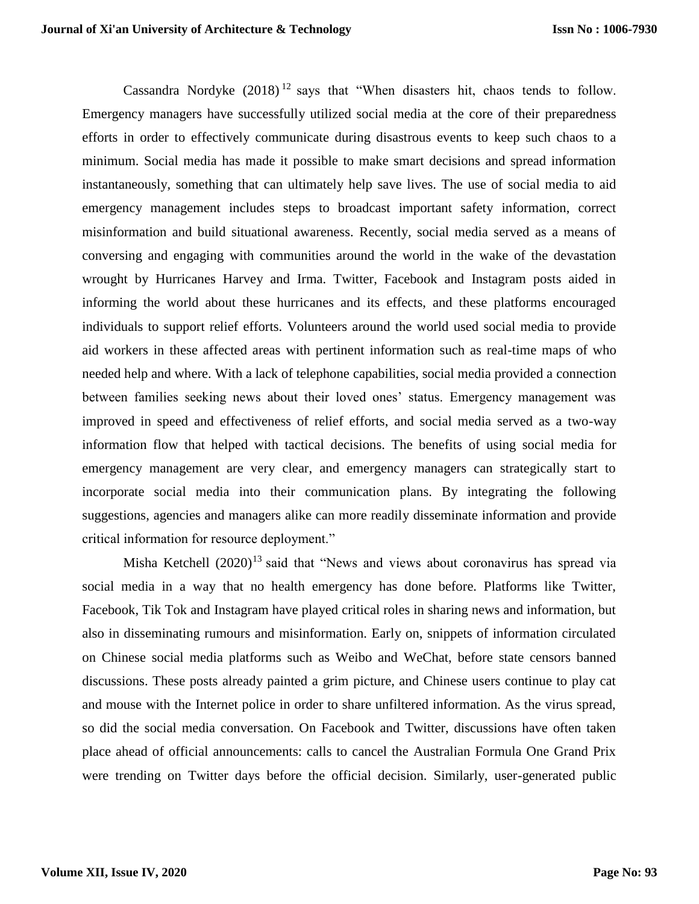Cassandra Nordyke (2018)[12] says that "When disasters hit, chaos tends to follow. Emergency managers have successfully utilized social media at the core of their preparedness efforts in order to effectively communicate during disastrous events to keep such chaos to a minimum. Social media has made it possible to make smart decisions and spread information instantaneously, something that can ultimately help save lives. The use of social media to aid emergency management includes steps to broadcast important safety information, correct misinformation and build situational awareness. Recently, social media served as a means of conversing and engaging with communities around the world in the wake of the devastation wrought by Hurricanes Harvey and Irma. Twitter, Facebook and Instagram posts aided in informing the world about these hurricanes and its effects, and these platforms encouraged individuals to support relief efforts. Volunteers around the world used social media to provide aid workers in these affected areas with pertinent information such as real-time maps of who needed help and where. With a lack of telephone capabilities, social media provided a connection between families seeking news about their loved ones' status. Emergency management was improved in speed and effectiveness of relief efforts, and social media served as a two-way information flow that helped with tactical decisions. The benefits of using social media for emergency management are very clear, and emergency managers can strategically start to incorporate social media into their communication plans. By integrating the following suggestions, agencies and managers alike can more readily disseminate information and provide critical information for resource deployment."

Misha Ketchell (2020)[13] said that "News and views about coronavirus has spread via social media in a way that no health emergency has done before. Platforms like Twitter, Facebook, Tik Tok and Instagram have played critical roles in sharing news and information, but also in disseminating rumours and misinformation. Early on, snippets of information circulated on Chinese social media platforms such as Weibo and WeChat, before state censors banned discussions. These posts already painted a grim picture, and Chinese users continue to play cat and mouse with the Internet police in order to share unfiltered information. As the virus spread, so did the social media conversation. On Facebook and Twitter, discussions have often taken place ahead of official announcements: calls to cancel the Australian Formula One Grand Prix were trending on Twitter days before the official decision. Similarly, user-generated public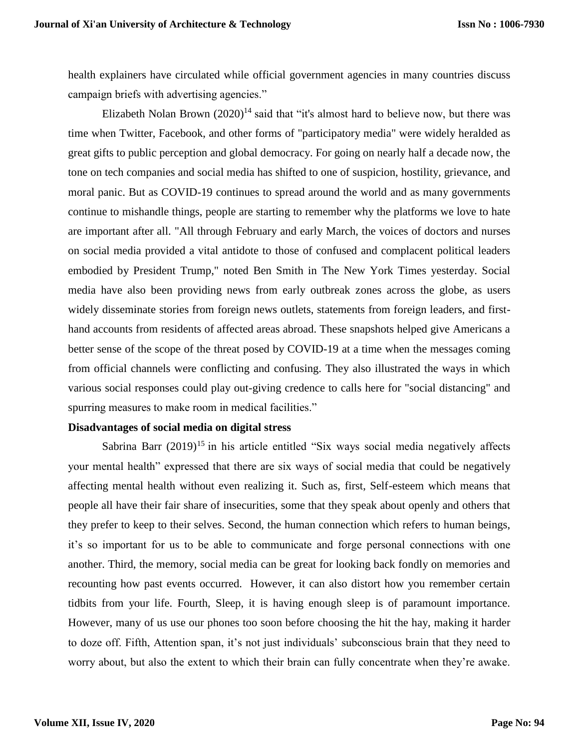health explainers have circulated while official government agencies in many countries discuss campaign briefs with advertising agencies."

Elizabeth Nolan Brown (2020)[14] said that "it's almost hard to believe now, but there was time when Twitter, Facebook, and other forms of "participatory media" were widely heralded as great gifts to public perception and global democracy. For going on nearly half a decade now, the tone on tech companies and social media has shifted to one of suspicion, hostility, grievance, and moral panic. But as COVID-19 continues to spread around the world and as many governments continue to mishandle things, people are starting to remember why the platforms we love to hate are important after all. "All through February and early March, the voices of doctors and nurses on social media provided a vital antidote to those of confused and complacent political leaders embodied by President Trump," noted Ben Smith in The New York Times yesterday. Social media have also been providing news from early outbreak zones across the globe, as users widely disseminate stories from foreign news outlets, statements from foreign leaders, and first-hand accounts from residents of affected areas abroad. These snapshots helped give Americans a better sense of the scope of the threat posed by COVID-19 at a time when the messages coming from official channels were conflicting and confusing. They also illustrated the ways in which various social responses could play out-giving credence to calls here for "social distancing" and spurring measures to make room in medical facilities."

**Disadvantages of social media on digital stress**

Sabrina Barr (2019)[15] in his article entitled "Six ways social media negatively affects your mental health" expressed that there are six ways of social media that could be negatively affecting mental health without even realizing it. Such as, first, Self-esteem which means that people all have their fair share of insecurities, some that they speak about openly and others that they prefer to keep to their selves. Second, the human connection which refers to human beings, it's so important for us to be able to communicate and forge personal connections with one another. Third, the memory, social media can be great for looking back fondly on memories and recounting how past events occurred. However, it can also distort how you remember certain tidbits from your life. Fourth, Sleep, it is having enough sleep is of paramount importance. However, many of us use our phones too soon before choosing the hit the hay, making it harder to doze off. Fifth, Attention span, it's not just individuals' subconscious brain that they need to worry about, but also the extent to which their brain can fully concentrate when they're awake.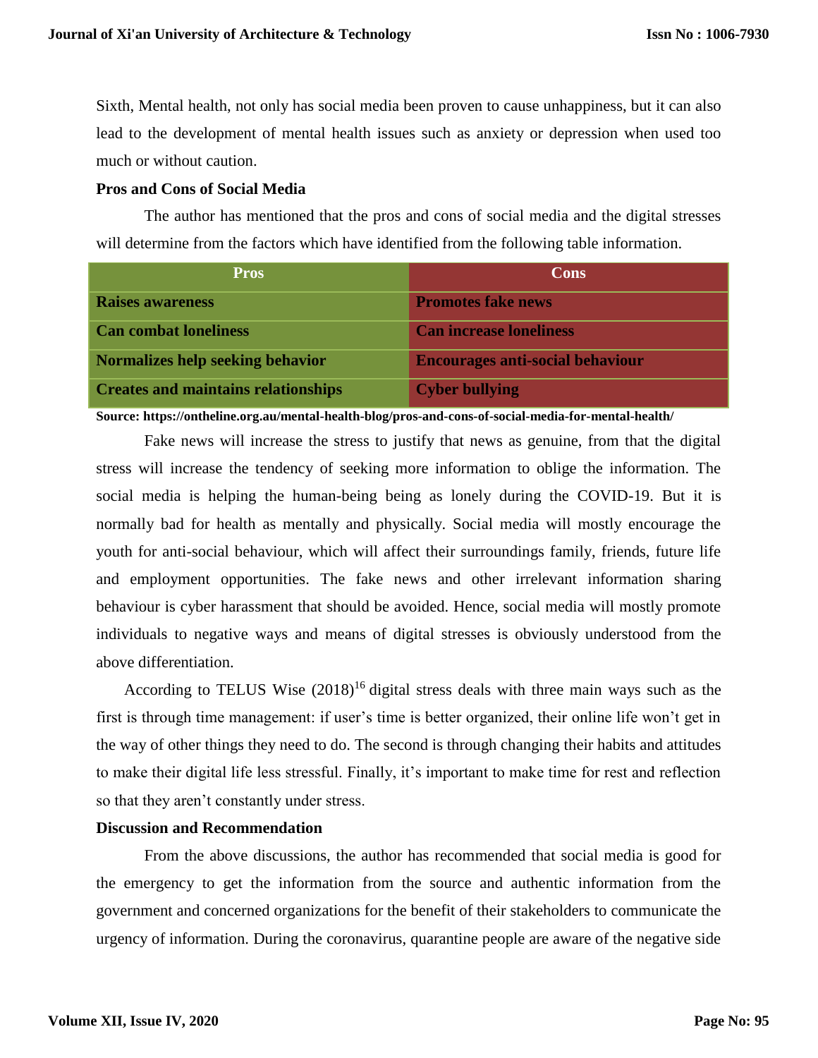Sixth, Mental health, not only has social media been proven to cause unhappiness, but it can also lead to the development of mental health issues such as anxiety or depression when used too much or without caution.

**Pros and Cons of Social Media**

The author has mentioned that the pros and cons of social media and the digital stresses will determine from the factors which have identified from the following table information.

| Pros | Cons |
| --- | --- |
| **Raises awareness** | **Promotes fake news** |
| **Can combat loneliness** | **Can increase loneliness** |
| **Normalizes help seeking behavior** | **Encourages anti-social behaviour** |
| **Creates and maintains relationships** | **Cyber bullying** |

**Source: https://ontheline.org.au/mental-health-blog/pros-and-cons-of-social-media-for-mental-health/**

Fake news will increase the stress to justify that news as genuine, from that the digital stress will increase the tendency of seeking more information to oblige the information. The social media is helping the human-being being as lonely during the COVID-19. But it is normally bad for health as mentally and physically. Social media will mostly encourage the youth for anti-social behaviour, which will affect their surroundings family, friends, future life and employment opportunities. The fake news and other irrelevant information sharing behaviour is cyber harassment that should be avoided. Hence, social media will mostly promote individuals to negative ways and means of digital stresses is obviously understood from the above differentiation.

According to TELUS Wise (2018)[16] digital stress deals with three main ways such as the first is through time management: if user's time is better organized, their online life won't get in the way of other things they need to do. The second is through changing their habits and attitudes to make their digital life less stressful. Finally, it's important to make time for rest and reflection so that they aren't constantly under stress.

**Discussion and Recommendation**

From the above discussions, the author has recommended that social media is good for the emergency to get the information from the source and authentic information from the government and concerned organizations for the benefit of their stakeholders to communicate the urgency of information. During the coronavirus, quarantine people are aware of the negative side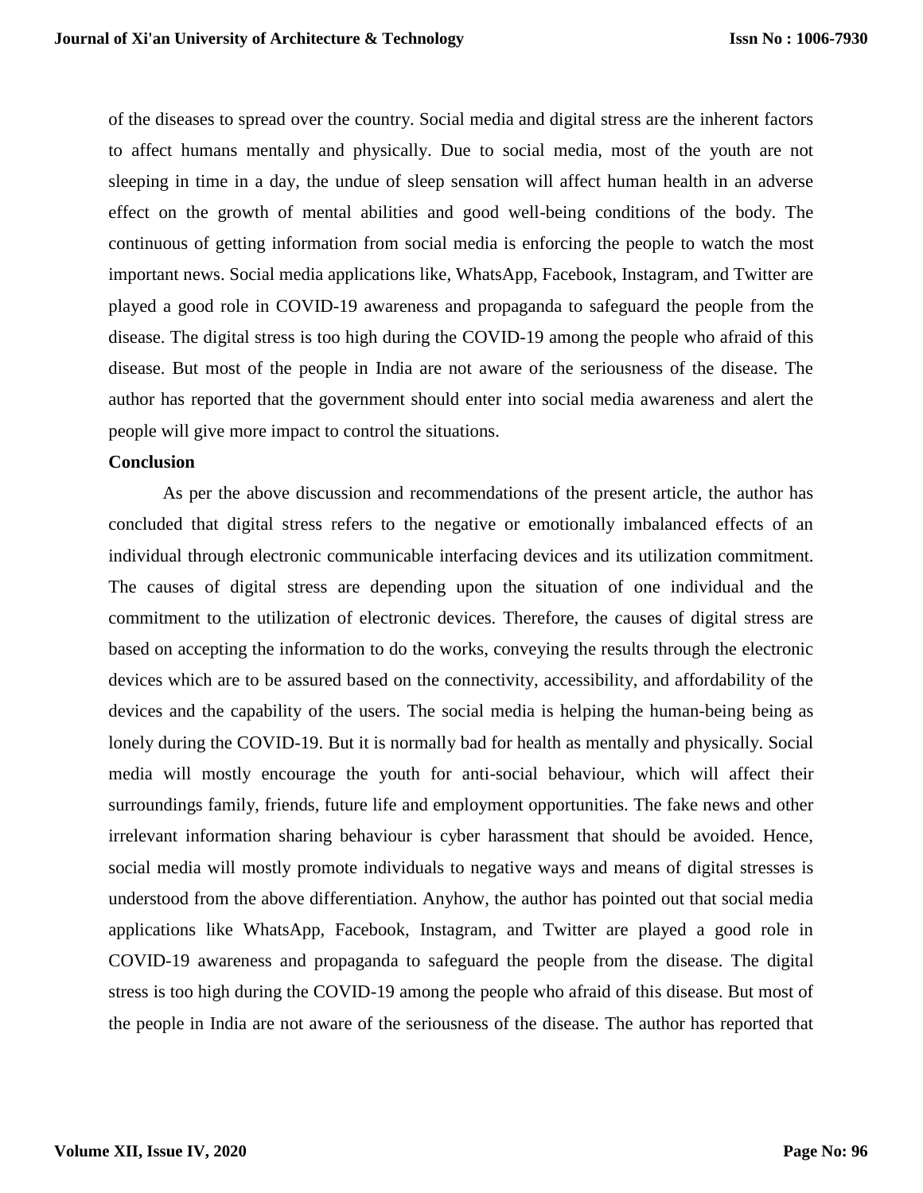of the diseases to spread over the country. Social media and digital stress are the inherent factors to affect humans mentally and physically. Due to social media, most of the youth are not sleeping in time in a day, the undue of sleep sensation will affect human health in an adverse effect on the growth of mental abilities and good well-being conditions of the body. The continuous of getting information from social media is enforcing the people to watch the most important news. Social media applications like, WhatsApp, Facebook, Instagram, and Twitter are played a good role in COVID-19 awareness and propaganda to safeguard the people from the disease. The digital stress is too high during the COVID-19 among the people who afraid of this disease. But most of the people in India are not aware of the seriousness of the disease. The author has reported that the government should enter into social media awareness and alert the people will give more impact to control the situations.

## Conclusion

As per the above discussion and recommendations of the present article, the author has concluded that digital stress refers to the negative or emotionally imbalanced effects of an individual through electronic communicable interfacing devices and its utilization commitment. The causes of digital stress are depending upon the situation of one individual and the commitment to the utilization of electronic devices. Therefore, the causes of digital stress are based on accepting the information to do the works, conveying the results through the electronic devices which are to be assured based on the connectivity, accessibility, and affordability of the devices and the capability of the users. The social media is helping the human-being being as lonely during the COVID-19. But it is normally bad for health as mentally and physically. Social media will mostly encourage the youth for anti-social behaviour, which will affect their surroundings family, friends, future life and employment opportunities. The fake news and other irrelevant information sharing behaviour is cyber harassment that should be avoided. Hence, social media will mostly promote individuals to negative ways and means of digital stresses is understood from the above differentiation. Anyhow, the author has pointed out that social media applications like WhatsApp, Facebook, Instagram, and Twitter are played a good role in COVID-19 awareness and propaganda to safeguard the people from the disease. The digital stress is too high during the COVID-19 among the people who afraid of this disease. But most of the people in India are not aware of the seriousness of the disease. The author has reported that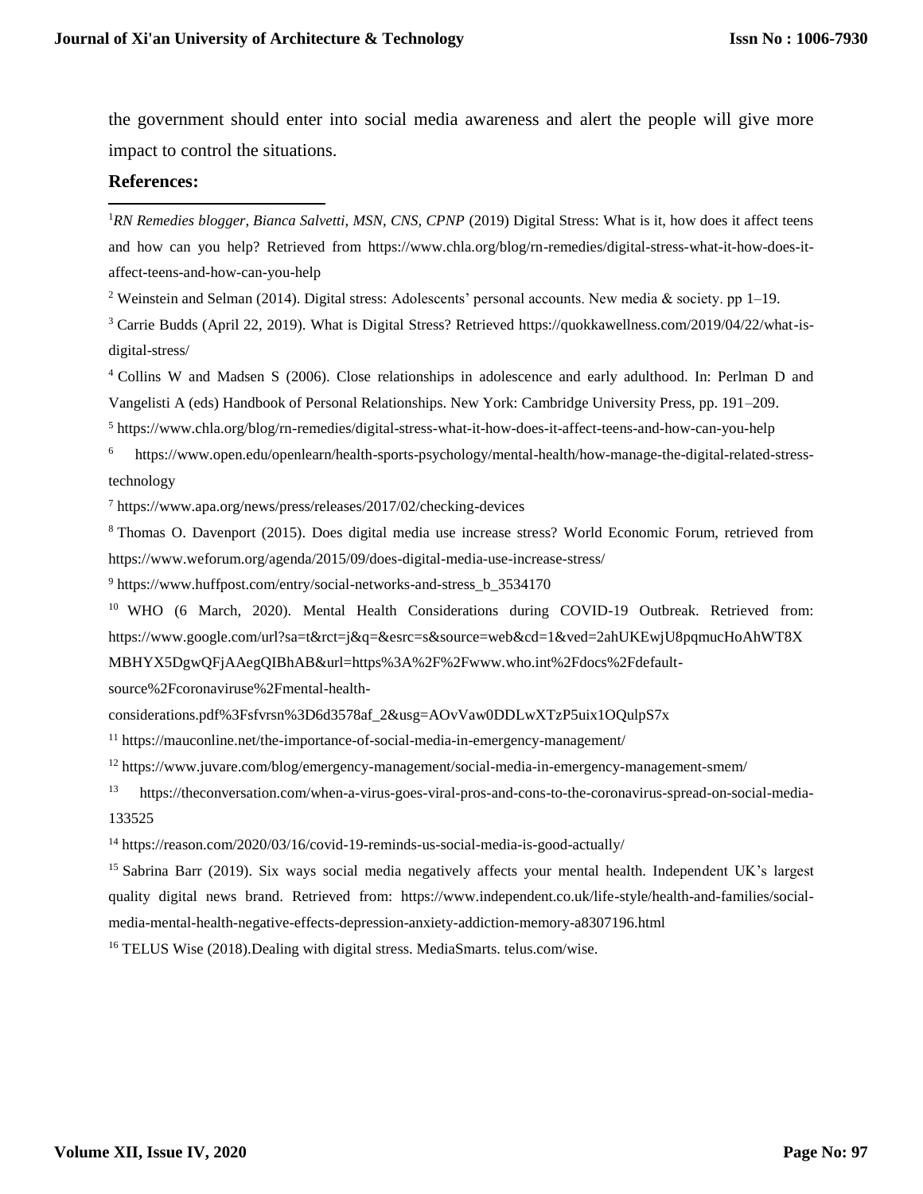the government should enter into social media awareness and alert the people will give more impact to control the situations.

**References:**

[1] *RN Remedies blogger, Bianca Salvetti, MSN, CNS, CPNP* (2019) Digital Stress: What is it, how does it affect teens and how can you help? Retrieved from https://www.chla.org/blog/rn-remedies/digital-stress-what-it-how-does-it-affect-teens-and-how-can-you-help

[2] Weinstein and Selman (2014). Digital stress: Adolescents' personal accounts. New media & society. pp 1–19.

[3] Carrie Budds (April 22, 2019). What is Digital Stress? Retrieved https://quokkawellness.com/2019/04/22/what-is-digital-stress/

[4] Collins W and Madsen S (2006). Close relationships in adolescence and early adulthood. In: Perlman D and Vangelisti A (eds) Handbook of Personal Relationships. New York: Cambridge University Press, pp. 191–209.

[5] https://www.chla.org/blog/rn-remedies/digital-stress-what-it-how-does-it-affect-teens-and-how-can-you-help

[6] https://www.open.edu/openlearn/health-sports-psychology/mental-health/how-manage-the-digital-related-stress-technology

[7] https://www.apa.org/news/press/releases/2017/02/checking-devices

[8] Thomas O. Davenport (2015). Does digital media use increase stress? World Economic Forum, retrieved from https://www.weforum.org/agenda/2015/09/does-digital-media-use-increase-stress/

[9] https://www.huffpost.com/entry/social-networks-and-stress_b_3534170

[10] WHO (6 March, 2020). Mental Health Considerations during COVID-19 Outbreak. Retrieved from: https://www.google.com/url?sa=t&rct=j&q=&esrc=s&source=web&cd=1&ved=2ahUKEwjU8pqmucHoAhWT8XMBHYX5DgwQFjAAegQIBhAB&url=https%3A%2F%2Fwww.who.int%2Fdocs%2Fdefault-source%2Fcoronaviruse%2Fmental-health-considerations.pdf%3Fsfvrsn%3D6d3578af_2&usg=AOvVaw0DDLwXTzP5uix1OQulpS7x

[11] https://mauconline.net/the-importance-of-social-media-in-emergency-management/

[12] https://www.juvare.com/blog/emergency-management/social-media-in-emergency-management-smem/

[13] https://theconversation.com/when-a-virus-goes-viral-pros-and-cons-to-the-coronavirus-spread-on-social-media-133525

[14] https://reason.com/2020/03/16/covid-19-reminds-us-social-media-is-good-actually/

[15] Sabrina Barr (2019). Six ways social media negatively affects your mental health. Independent UK's largest quality digital news brand. Retrieved from: https://www.independent.co.uk/life-style/health-and-families/social-media-mental-health-negative-effects-depression-anxiety-addiction-memory-a8307196.html

[16] TELUS Wise (2018).Dealing with digital stress. MediaSmarts. telus.com/wise.